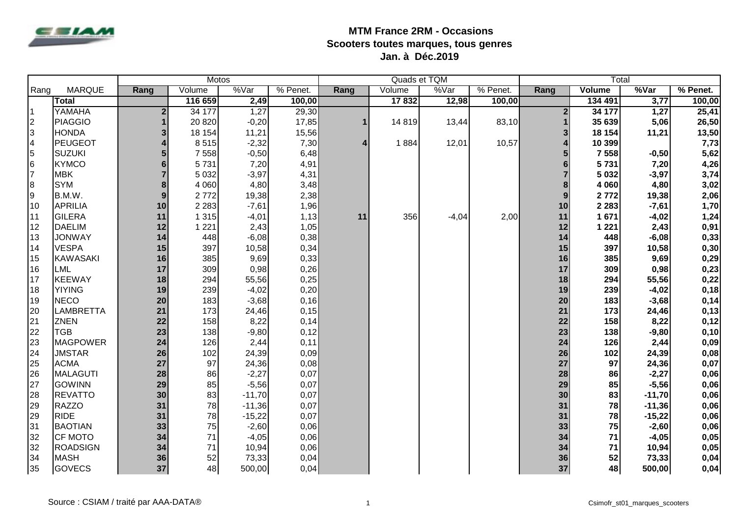# MTM France 2RM - Occasions
## Scooters toutes marques, tous genres
### Jan. à Déc.2019

| Rang | MARQUE | Motos | | | | Quads et TQM | | | | Total | | | |
|---|---|---|---|---|---|---|---|---|---|---|---|---|---|
| | | Rang | Volume | %Var | % Penet. | Rang | Volume | %Var | % Penet. | Rang | Volume | %Var | % Penet. |
| | **Total** | | **116 659** | **2,49** | **100,00** | | **17 832** | **12,98** | **100,00** | | **134 491** | **3,77** | **100,00** |
| 1 | YAMAHA | 2 | 34 177 | 1,27 | 29,30 | | | | | 2 | 34 177 | 1,27 | 25,41 |
| 2 | PIAGGIO | 1 | 20 820 | -0,20 | 17,85 | 1 | 14 819 | 13,44 | 83,10 | 1 | 35 639 | 5,06 | 26,50 |
| 3 | HONDA | 3 | 18 154 | 11,21 | 15,56 | | | | | 3 | 18 154 | 11,21 | 13,50 |
| 4 | PEUGEOT | 4 | 8 515 | -2,32 | 7,30 | 4 | 1 884 | 12,01 | 10,57 | 4 | 10 399 | | 7,73 |
| 5 | SUZUKI | 5 | 7 558 | -0,50 | 6,48 | | | | | 5 | 7 558 | -0,50 | 5,62 |
| 6 | KYMCO | 6 | 5 731 | 7,20 | 4,91 | | | | | 6 | 5 731 | 7,20 | 4,26 |
| 7 | MBK | 7 | 5 032 | -3,97 | 4,31 | | | | | 7 | 5 032 | -3,97 | 3,74 |
| 8 | SYM | 8 | 4 060 | 4,80 | 3,48 | | | | | 8 | 4 060 | 4,80 | 3,02 |
| 9 | B.M.W. | 9 | 2 772 | 19,38 | 2,38 | | | | | 9 | 2 772 | 19,38 | 2,06 |
| 10 | APRILIA | 10 | 2 283 | -7,61 | 1,96 | | | | | 10 | 2 283 | -7,61 | 1,70 |
| 11 | GILERA | 11 | 1 315 | -4,01 | 1,13 | 11 | 356 | -4,04 | 2,00 | 11 | 1 671 | -4,02 | 1,24 |
| 12 | DAELIM | 12 | 1 221 | 2,43 | 1,05 | | | | | 12 | 1 221 | 2,43 | 0,91 |
| 13 | JONWAY | 14 | 448 | -6,08 | 0,38 | | | | | 14 | 448 | -6,08 | 0,33 |
| 14 | VESPA | 15 | 397 | 10,58 | 0,34 | | | | | 15 | 397 | 10,58 | 0,30 |
| 15 | KAWASAKI | 16 | 385 | 9,69 | 0,33 | | | | | 16 | 385 | 9,69 | 0,29 |
| 16 | LML | 17 | 309 | 0,98 | 0,26 | | | | | 17 | 309 | 0,98 | 0,23 |
| 17 | KEEWAY | 18 | 294 | 55,56 | 0,25 | | | | | 18 | 294 | 55,56 | 0,22 |
| 18 | YIYING | 19 | 239 | -4,02 | 0,20 | | | | | 19 | 239 | -4,02 | 0,18 |
| 19 | NECO | 20 | 183 | -3,68 | 0,16 | | | | | 20 | 183 | -3,68 | 0,14 |
| 20 | LAMBRETTA | 21 | 173 | 24,46 | 0,15 | | | | | 21 | 173 | 24,46 | 0,13 |
| 21 | ZNEN | 22 | 158 | 8,22 | 0,14 | | | | | 22 | 158 | 8,22 | 0,12 |
| 22 | TGB | 23 | 138 | -9,80 | 0,12 | | | | | 23 | 138 | -9,80 | 0,10 |
| 23 | MAGPOWER | 24 | 126 | 2,44 | 0,11 | | | | | 24 | 126 | 2,44 | 0,09 |
| 24 | JMSTAR | 26 | 102 | 24,39 | 0,09 | | | | | 26 | 102 | 24,39 | 0,08 |
| 25 | ACMA | 27 | 97 | 24,36 | 0,08 | | | | | 27 | 97 | 24,36 | 0,07 |
| 26 | MALAGUTI | 28 | 86 | -2,27 | 0,07 | | | | | 28 | 86 | -2,27 | 0,06 |
| 27 | GOWINN | 29 | 85 | -5,56 | 0,07 | | | | | 29 | 85 | -5,56 | 0,06 |
| 28 | REVATTO | 30 | 83 | -11,70 | 0,07 | | | | | 30 | 83 | -11,70 | 0,06 |
| 29 | RAZZO | 31 | 78 | -11,36 | 0,07 | | | | | 31 | 78 | -11,36 | 0,06 |
| 29 | RIDE | 31 | 78 | -15,22 | 0,07 | | | | | 31 | 78 | -15,22 | 0,06 |
| 31 | BAOTIAN | 33 | 75 | -2,60 | 0,06 | | | | | 33 | 75 | -2,60 | 0,06 |
| 32 | CF MOTO | 34 | 71 | -4,05 | 0,06 | | | | | 34 | 71 | -4,05 | 0,05 |
| 32 | ROADSIGN | 34 | 71 | 10,94 | 0,06 | | | | | 34 | 71 | 10,94 | 0,05 |
| 34 | MASH | 36 | 52 | 73,33 | 0,04 | | | | | 36 | 52 | 73,33 | 0,04 |
| 35 | GOVECS | 37 | 48 | 500,00 | 0,04 | | | | | 37 | 48 | 500,00 | 0,04 |

Source : CSIAM / traité par AAA-DATA®

Csimofr_st01_marques_scooters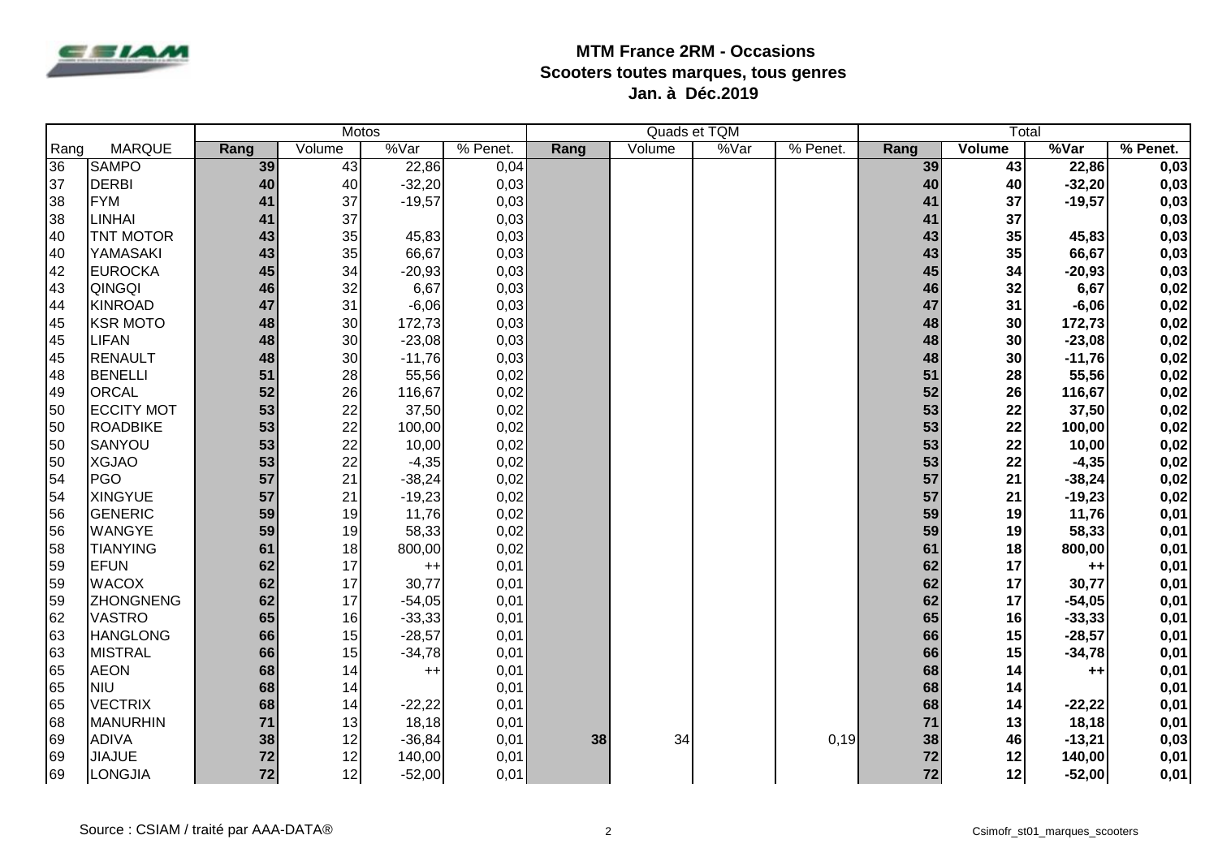### MTM France 2RM - Occasions
### Scooters toutes marques, tous genres
### Jan. à Déc.2019

| | | Motos | | | | Quads et TQM | | | | Total | | | |
|---|---|---|---|---|---|---|---|---|---|---|---|---|---|
| Rang | MARQUE | Rang | Volume | %Var | % Penet. | Rang | Volume | %Var | % Penet. | Rang | Volume | %Var | % Penet. |
| 36 | SAMPO | 39 | 43 | 22,86 | 0,04 | | | | | 39 | 43 | 22,86 | 0,03 |
| 37 | DERBI | 40 | 40 | -32,20 | 0,03 | | | | | 40 | 40 | -32,20 | 0,03 |
| 38 | FYM | 41 | 37 | -19,57 | 0,03 | | | | | 41 | 37 | -19,57 | 0,03 |
| 38 | LINHAI | 41 | 37 | | 0,03 | | | | | 41 | 37 | | 0,03 |
| 40 | TNT MOTOR | 43 | 35 | 45,83 | 0,03 | | | | | 43 | 35 | 45,83 | 0,03 |
| 40 | YAMASAKI | 43 | 35 | 66,67 | 0,03 | | | | | 43 | 35 | 66,67 | 0,03 |
| 42 | EUROCKA | 45 | 34 | -20,93 | 0,03 | | | | | 45 | 34 | -20,93 | 0,03 |
| 43 | QINGQI | 46 | 32 | 6,67 | 0,03 | | | | | 46 | 32 | 6,67 | 0,02 |
| 44 | KINROAD | 47 | 31 | -6,06 | 0,03 | | | | | 47 | 31 | -6,06 | 0,02 |
| 45 | KSR MOTO | 48 | 30 | 172,73 | 0,03 | | | | | 48 | 30 | 172,73 | 0,02 |
| 45 | LIFAN | 48 | 30 | -23,08 | 0,03 | | | | | 48 | 30 | -23,08 | 0,02 |
| 45 | RENAULT | 48 | 30 | -11,76 | 0,03 | | | | | 48 | 30 | -11,76 | 0,02 |
| 48 | BENELLI | 51 | 28 | 55,56 | 0,02 | | | | | 51 | 28 | 55,56 | 0,02 |
| 49 | ORCAL | 52 | 26 | 116,67 | 0,02 | | | | | 52 | 26 | 116,67 | 0,02 |
| 50 | ECCITY MOT | 53 | 22 | 37,50 | 0,02 | | | | | 53 | 22 | 37,50 | 0,02 |
| 50 | ROADBIKE | 53 | 22 | 100,00 | 0,02 | | | | | 53 | 22 | 100,00 | 0,02 |
| 50 | SANYOU | 53 | 22 | 10,00 | 0,02 | | | | | 53 | 22 | 10,00 | 0,02 |
| 50 | XGJAO | 53 | 22 | -4,35 | 0,02 | | | | | 53 | 22 | -4,35 | 0,02 |
| 54 | PGO | 57 | 21 | -38,24 | 0,02 | | | | | 57 | 21 | -38,24 | 0,02 |
| 54 | XINGYUE | 57 | 21 | -19,23 | 0,02 | | | | | 57 | 21 | -19,23 | 0,02 |
| 56 | GENERIC | 59 | 19 | 11,76 | 0,02 | | | | | 59 | 19 | 11,76 | 0,01 |
| 56 | WANGYE | 59 | 19 | 58,33 | 0,02 | | | | | 59 | 19 | 58,33 | 0,01 |
| 58 | TIANYING | 61 | 18 | 800,00 | 0,02 | | | | | 61 | 18 | 800,00 | 0,01 |
| 59 | EFUN | 62 | 17 | ++ | 0,01 | | | | | 62 | 17 | ++ | 0,01 |
| 59 | WACOX | 62 | 17 | 30,77 | 0,01 | | | | | 62 | 17 | 30,77 | 0,01 |
| 59 | ZHONGNENG | 62 | 17 | -54,05 | 0,01 | | | | | 62 | 17 | -54,05 | 0,01 |
| 62 | VASTRO | 65 | 16 | -33,33 | 0,01 | | | | | 65 | 16 | -33,33 | 0,01 |
| 63 | HANGLONG | 66 | 15 | -28,57 | 0,01 | | | | | 66 | 15 | -28,57 | 0,01 |
| 63 | MISTRAL | 66 | 15 | -34,78 | 0,01 | | | | | 66 | 15 | -34,78 | 0,01 |
| 65 | AEON | 68 | 14 | ++ | 0,01 | | | | | 68 | 14 | ++ | 0,01 |
| 65 | NIU | 68 | 14 | | 0,01 | | | | | 68 | 14 | | 0,01 |
| 65 | VECTRIX | 68 | 14 | -22,22 | 0,01 | | | | | 68 | 14 | -22,22 | 0,01 |
| 68 | MANURHIN | 71 | 13 | 18,18 | 0,01 | | | | | 71 | 13 | 18,18 | 0,01 |
| 69 | ADIVA | 38 | 12 | -36,84 | 0,01 | 38 | 34 | | 0,19 | 38 | 46 | -13,21 | 0,03 |
| 69 | JIAJUE | 72 | 12 | 140,00 | 0,01 | | | | | 72 | 12 | 140,00 | 0,01 |
| 69 | LONGJIA | 72 | 12 | -52,00 | 0,01 | | | | | 72 | 12 | -52,00 | 0,01 |

Source : CSIAM / traité par AAA-DATA®

Csimofr_st01_marques_scooters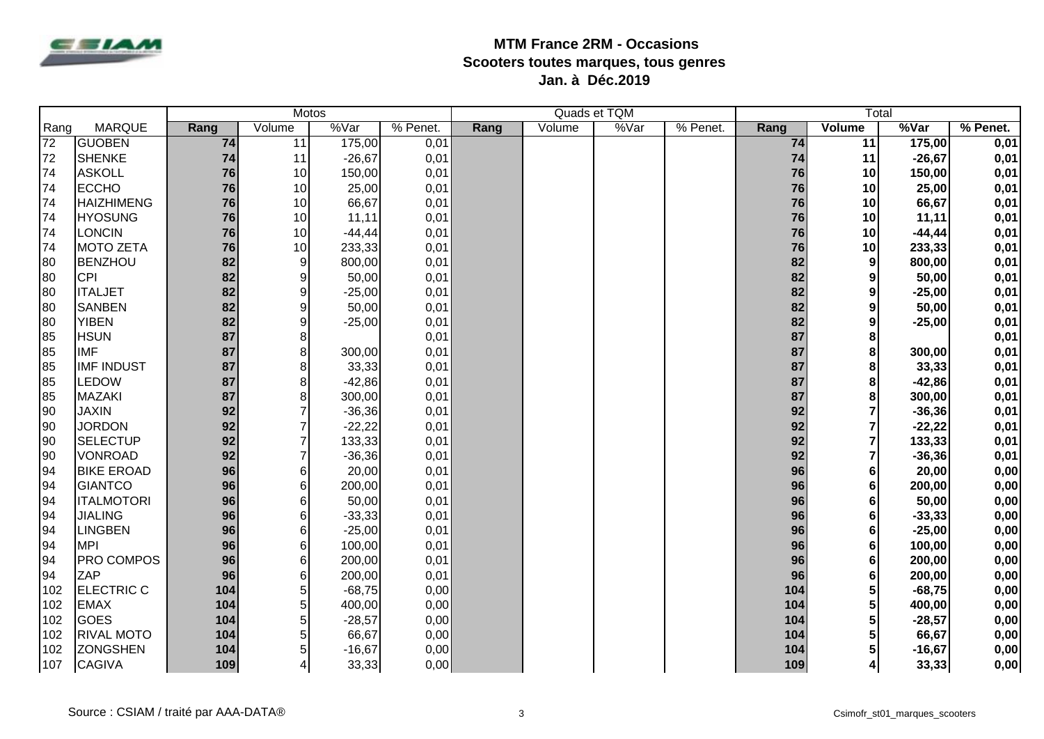# MTM France 2RM - Occasions
## Scooters toutes marques, tous genres
### Jan. à Déc.2019

| | | Motos | | | | Quads et TQM | | | | Total | | | |
|---|---|---|---|---|---|---|---|---|---|---|---|---|---|
| Rang | MARQUE | Rang | Volume | %Var | % Penet. | Rang | Volume | %Var | % Penet. | Rang | Volume | %Var | % Penet. |
| 72 | GUOBEN | 74 | 11 | 175,00 | 0,01 | | | | | 74 | 11 | 175,00 | 0,01 |
| 72 | SHENKE | 74 | 11 | -26,67 | 0,01 | | | | | 74 | 11 | -26,67 | 0,01 |
| 74 | ASKOLL | 76 | 10 | 150,00 | 0,01 | | | | | 76 | 10 | 150,00 | 0,01 |
| 74 | ECCHO | 76 | 10 | 25,00 | 0,01 | | | | | 76 | 10 | 25,00 | 0,01 |
| 74 | HAIZHIMENG | 76 | 10 | 66,67 | 0,01 | | | | | 76 | 10 | 66,67 | 0,01 |
| 74 | HYOSUNG | 76 | 10 | 11,11 | 0,01 | | | | | 76 | 10 | 11,11 | 0,01 |
| 74 | LONCIN | 76 | 10 | -44,44 | 0,01 | | | | | 76 | 10 | -44,44 | 0,01 |
| 74 | MOTO ZETA | 76 | 10 | 233,33 | 0,01 | | | | | 76 | 10 | 233,33 | 0,01 |
| 80 | BENZHOU | 82 | 9 | 800,00 | 0,01 | | | | | 82 | 9 | 800,00 | 0,01 |
| 80 | CPI | 82 | 9 | 50,00 | 0,01 | | | | | 82 | 9 | 50,00 | 0,01 |
| 80 | ITALJET | 82 | 9 | -25,00 | 0,01 | | | | | 82 | 9 | -25,00 | 0,01 |
| 80 | SANBEN | 82 | 9 | 50,00 | 0,01 | | | | | 82 | 9 | 50,00 | 0,01 |
| 80 | YIBEN | 82 | 9 | -25,00 | 0,01 | | | | | 82 | 9 | -25,00 | 0,01 |
| 85 | HSUN | 87 | 8 | | 0,01 | | | | | 87 | 8 | | 0,01 |
| 85 | IMF | 87 | 8 | 300,00 | 0,01 | | | | | 87 | 8 | 300,00 | 0,01 |
| 85 | IMF INDUST | 87 | 8 | 33,33 | 0,01 | | | | | 87 | 8 | 33,33 | 0,01 |
| 85 | LEDOW | 87 | 8 | -42,86 | 0,01 | | | | | 87 | 8 | -42,86 | 0,01 |
| 85 | MAZAKI | 87 | 8 | 300,00 | 0,01 | | | | | 87 | 8 | 300,00 | 0,01 |
| 90 | JAXIN | 92 | 7 | -36,36 | 0,01 | | | | | 92 | 7 | -36,36 | 0,01 |
| 90 | JORDON | 92 | 7 | -22,22 | 0,01 | | | | | 92 | 7 | -22,22 | 0,01 |
| 90 | SELECTUP | 92 | 7 | 133,33 | 0,01 | | | | | 92 | 7 | 133,33 | 0,01 |
| 90 | VONROAD | 92 | 7 | -36,36 | 0,01 | | | | | 92 | 7 | -36,36 | 0,01 |
| 94 | BIKE EROAD | 96 | 6 | 20,00 | 0,01 | | | | | 96 | 6 | 20,00 | 0,00 |
| 94 | GIANTCO | 96 | 6 | 200,00 | 0,01 | | | | | 96 | 6 | 200,00 | 0,00 |
| 94 | ITALMOTORI | 96 | 6 | 50,00 | 0,01 | | | | | 96 | 6 | 50,00 | 0,00 |
| 94 | JIALING | 96 | 6 | -33,33 | 0,01 | | | | | 96 | 6 | -33,33 | 0,00 |
| 94 | LINGBEN | 96 | 6 | -25,00 | 0,01 | | | | | 96 | 6 | -25,00 | 0,00 |
| 94 | MPI | 96 | 6 | 100,00 | 0,01 | | | | | 96 | 6 | 100,00 | 0,00 |
| 94 | PRO COMPOS | 96 | 6 | 200,00 | 0,01 | | | | | 96 | 6 | 200,00 | 0,00 |
| 94 | ZAP | 96 | 6 | 200,00 | 0,01 | | | | | 96 | 6 | 200,00 | 0,00 |
| 102 | ELECTRIC C | 104 | 5 | -68,75 | 0,00 | | | | | 104 | 5 | -68,75 | 0,00 |
| 102 | EMAX | 104 | 5 | 400,00 | 0,00 | | | | | 104 | 5 | 400,00 | 0,00 |
| 102 | GOES | 104 | 5 | -28,57 | 0,00 | | | | | 104 | 5 | -28,57 | 0,00 |
| 102 | RIVAL MOTO | 104 | 5 | 66,67 | 0,00 | | | | | 104 | 5 | 66,67 | 0,00 |
| 102 | ZONGSHEN | 104 | 5 | -16,67 | 0,00 | | | | | 104 | 5 | -16,67 | 0,00 |
| 107 | CAGIVA | 109 | 4 | 33,33 | 0,00 | | | | | 109 | 4 | 33,33 | 0,00 |

Source : CSIAM / traité par AAA-DATA®

Csimofr_st01_marques_scooters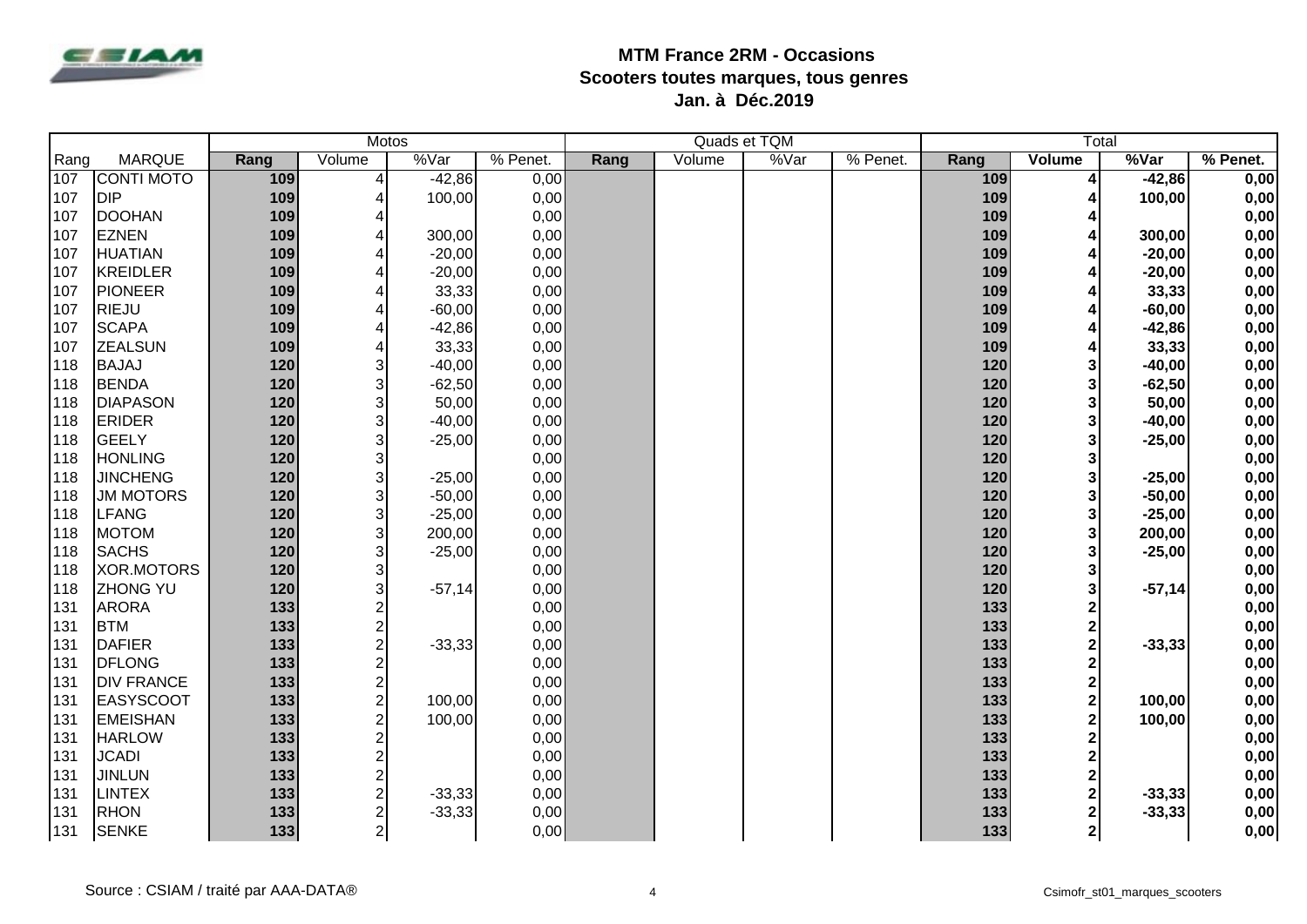# MTM France 2RM - Occasions
## Scooters toutes marques, tous genres
### Jan. à Déc.2019

| | | Motos | | | | Quads et TQM | | | | Total | | | |
|---|---|---|---|---|---|---|---|---|---|---|---|---|---|
| Rang | MARQUE | Rang | Volume | %Var | % Penet. | Rang | Volume | %Var | % Penet. | **Rang** | **Volume** | **%Var** | **% Penet.** |
| 107 | CONTI MOTO | 109 | 4 | -42,86 | 0,00 | | | | | **109** | **4** | **-42,86** | **0,00** |
| 107 | DIP | 109 | 4 | 100,00 | 0,00 | | | | | **109** | **4** | **100,00** | **0,00** |
| 107 | DOOHAN | 109 | 4 | | 0,00 | | | | | **109** | **4** | | **0,00** |
| 107 | EZNEN | 109 | 4 | 300,00 | 0,00 | | | | | **109** | **4** | **300,00** | **0,00** |
| 107 | HUATIAN | 109 | 4 | -20,00 | 0,00 | | | | | **109** | **4** | **-20,00** | **0,00** |
| 107 | KREIDLER | 109 | 4 | -20,00 | 0,00 | | | | | **109** | **4** | **-20,00** | **0,00** |
| 107 | PIONEER | 109 | 4 | 33,33 | 0,00 | | | | | **109** | **4** | **33,33** | **0,00** |
| 107 | RIEJU | 109 | 4 | -60,00 | 0,00 | | | | | **109** | **4** | **-60,00** | **0,00** |
| 107 | SCAPA | 109 | 4 | -42,86 | 0,00 | | | | | **109** | **4** | **-42,86** | **0,00** |
| 107 | ZEALSUN | 109 | 4 | 33,33 | 0,00 | | | | | **109** | **4** | **33,33** | **0,00** |
| 118 | BAJAJ | 120 | 3 | -40,00 | 0,00 | | | | | **120** | **3** | **-40,00** | **0,00** |
| 118 | BENDA | 120 | 3 | -62,50 | 0,00 | | | | | **120** | **3** | **-62,50** | **0,00** |
| 118 | DIAPASON | 120 | 3 | 50,00 | 0,00 | | | | | **120** | **3** | **50,00** | **0,00** |
| 118 | ERIDER | 120 | 3 | -40,00 | 0,00 | | | | | **120** | **3** | **-40,00** | **0,00** |
| 118 | GEELY | 120 | 3 | -25,00 | 0,00 | | | | | **120** | **3** | **-25,00** | **0,00** |
| 118 | HONLING | 120 | 3 | | 0,00 | | | | | **120** | **3** | | **0,00** |
| 118 | JINCHENG | 120 | 3 | -25,00 | 0,00 | | | | | **120** | **3** | **-25,00** | **0,00** |
| 118 | JM MOTORS | 120 | 3 | -50,00 | 0,00 | | | | | **120** | **3** | **-50,00** | **0,00** |
| 118 | LFANG | 120 | 3 | -25,00 | 0,00 | | | | | **120** | **3** | **-25,00** | **0,00** |
| 118 | MOTOM | 120 | 3 | 200,00 | 0,00 | | | | | **120** | **3** | **200,00** | **0,00** |
| 118 | SACHS | 120 | 3 | -25,00 | 0,00 | | | | | **120** | **3** | **-25,00** | **0,00** |
| 118 | XOR.MOTORS | 120 | 3 | | 0,00 | | | | | **120** | **3** | | **0,00** |
| 118 | ZHONG YU | 120 | 3 | -57,14 | 0,00 | | | | | **120** | **3** | **-57,14** | **0,00** |
| 131 | ARORA | 133 | 2 | | 0,00 | | | | | **133** | **2** | | **0,00** |
| 131 | BTM | 133 | 2 | | 0,00 | | | | | **133** | **2** | | **0,00** |
| 131 | DAFIER | 133 | 2 | -33,33 | 0,00 | | | | | **133** | **2** | **-33,33** | **0,00** |
| 131 | DFLONG | 133 | 2 | | 0,00 | | | | | **133** | **2** | | **0,00** |
| 131 | DIV FRANCE | 133 | 2 | | 0,00 | | | | | **133** | **2** | | **0,00** |
| 131 | EASYSCOOT | 133 | 2 | 100,00 | 0,00 | | | | | **133** | **2** | **100,00** | **0,00** |
| 131 | EMEISHAN | 133 | 2 | 100,00 | 0,00 | | | | | **133** | **2** | **100,00** | **0,00** |
| 131 | HARLOW | 133 | 2 | | 0,00 | | | | | **133** | **2** | | **0,00** |
| 131 | JCADI | 133 | 2 | | 0,00 | | | | | **133** | **2** | | **0,00** |
| 131 | JINLUN | 133 | 2 | | 0,00 | | | | | **133** | **2** | | **0,00** |
| 131 | LINTEX | 133 | 2 | -33,33 | 0,00 | | | | | **133** | **2** | **-33,33** | **0,00** |
| 131 | RHON | 133 | 2 | -33,33 | 0,00 | | | | | **133** | **2** | **-33,33** | **0,00** |
| 131 | SENKE | 133 | 2 | | 0,00 | | | | | **133** | **2** | | **0,00** |

Source : CSIAM / traité par AAA-DATA®

Csimofr_st01_marques_scooters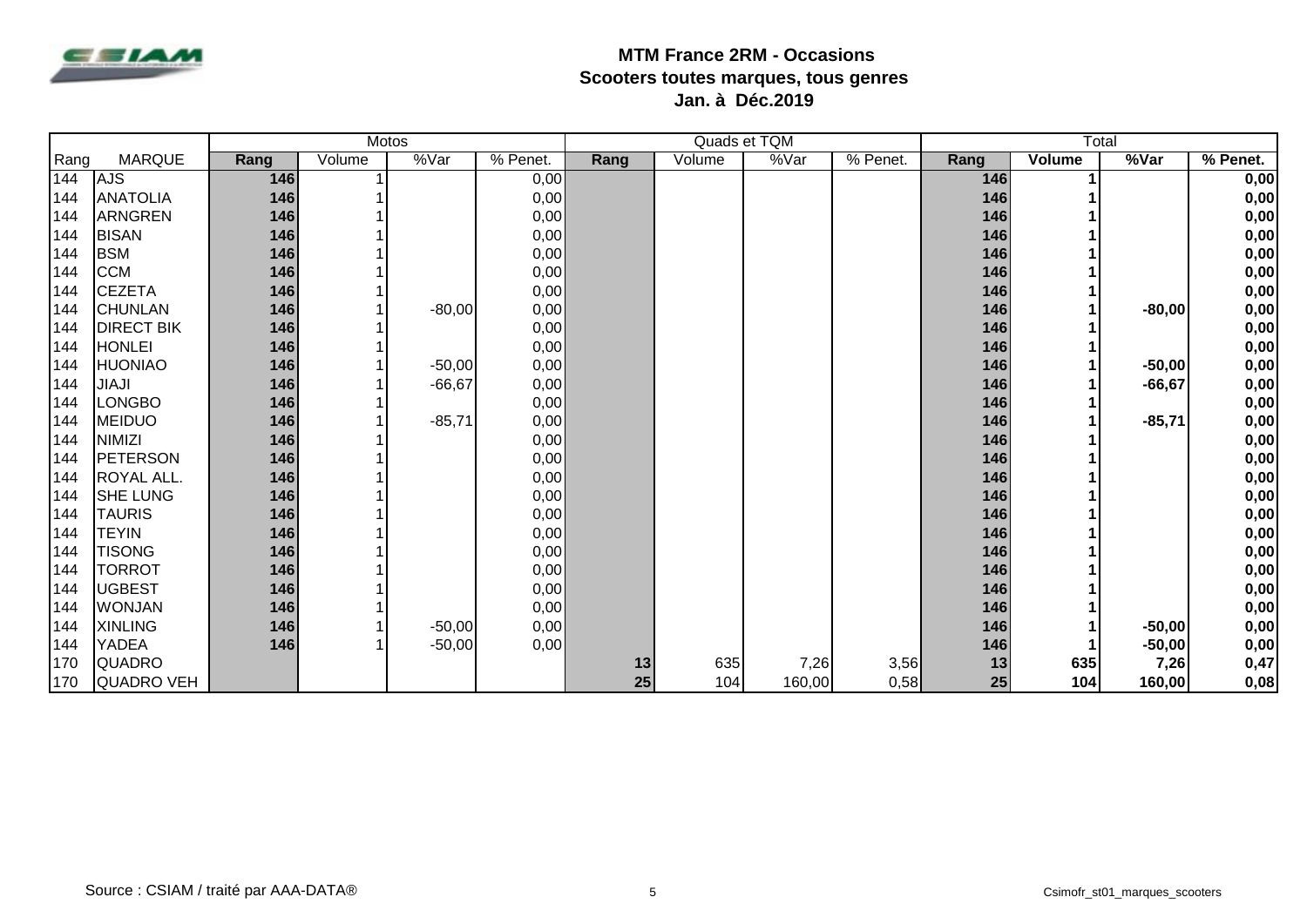### MTM France 2RM - Occasions
### Scooters toutes marques, tous genres
### Jan. à Déc.2019

| | | Motos | | | | Quads et TQM | | | | Total | | | |
|---|---|---|---|---|---|---|---|---|---|---|---|---|---|
| Rang | MARQUE | Rang | Volume | %Var | % Penet. | Rang | Volume | %Var | % Penet. | Rang | Volume | %Var | % Penet. |
| 144 | AJS | 146 | 1 | | 0,00 | | | | | 146 | 1 | | 0,00 |
| 144 | ANATOLIA | 146 | 1 | | 0,00 | | | | | 146 | 1 | | 0,00 |
| 144 | ARNGREN | 146 | 1 | | 0,00 | | | | | 146 | 1 | | 0,00 |
| 144 | BISAN | 146 | 1 | | 0,00 | | | | | 146 | 1 | | 0,00 |
| 144 | BSM | 146 | 1 | | 0,00 | | | | | 146 | 1 | | 0,00 |
| 144 | CCM | 146 | 1 | | 0,00 | | | | | 146 | 1 | | 0,00 |
| 144 | CEZETA | 146 | 1 | | 0,00 | | | | | 146 | 1 | | 0,00 |
| 144 | CHUNLAN | 146 | 1 | -80,00 | 0,00 | | | | | 146 | 1 | -80,00 | 0,00 |
| 144 | DIRECT BIK | 146 | 1 | | 0,00 | | | | | 146 | 1 | | 0,00 |
| 144 | HONLEI | 146 | 1 | | 0,00 | | | | | 146 | 1 | | 0,00 |
| 144 | HUONIAO | 146 | 1 | -50,00 | 0,00 | | | | | 146 | 1 | -50,00 | 0,00 |
| 144 | JIAJI | 146 | 1 | -66,67 | 0,00 | | | | | 146 | 1 | -66,67 | 0,00 |
| 144 | LONGBO | 146 | 1 | | 0,00 | | | | | 146 | 1 | | 0,00 |
| 144 | MEIDUO | 146 | 1 | -85,71 | 0,00 | | | | | 146 | 1 | -85,71 | 0,00 |
| 144 | NIMIZI | 146 | 1 | | 0,00 | | | | | 146 | 1 | | 0,00 |
| 144 | PETERSON | 146 | 1 | | 0,00 | | | | | 146 | 1 | | 0,00 |
| 144 | ROYAL ALL. | 146 | 1 | | 0,00 | | | | | 146 | 1 | | 0,00 |
| 144 | SHE LUNG | 146 | 1 | | 0,00 | | | | | 146 | 1 | | 0,00 |
| 144 | TAURIS | 146 | 1 | | 0,00 | | | | | 146 | 1 | | 0,00 |
| 144 | TEYIN | 146 | 1 | | 0,00 | | | | | 146 | 1 | | 0,00 |
| 144 | TISONG | 146 | 1 | | 0,00 | | | | | 146 | 1 | | 0,00 |
| 144 | TORROT | 146 | 1 | | 0,00 | | | | | 146 | 1 | | 0,00 |
| 144 | UGBEST | 146 | 1 | | 0,00 | | | | | 146 | 1 | | 0,00 |
| 144 | WONJAN | 146 | 1 | | 0,00 | | | | | 146 | 1 | | 0,00 |
| 144 | XINLING | 146 | 1 | -50,00 | 0,00 | | | | | 146 | 1 | -50,00 | 0,00 |
| 144 | YADEA | 146 | 1 | -50,00 | 0,00 | | | | | 146 | 1 | -50,00 | 0,00 |
| 170 | QUADRO | | | | | 13 | 635 | 7,26 | 3,56 | 13 | 635 | 7,26 | 0,47 |
| 170 | QUADRO VEH | | | | | 25 | 104 | 160,00 | 0,58 | 25 | 104 | 160,00 | 0,08 |

Source : CSIAM / traité par AAA-DATA®

Csimofr_st01_marques_scooters